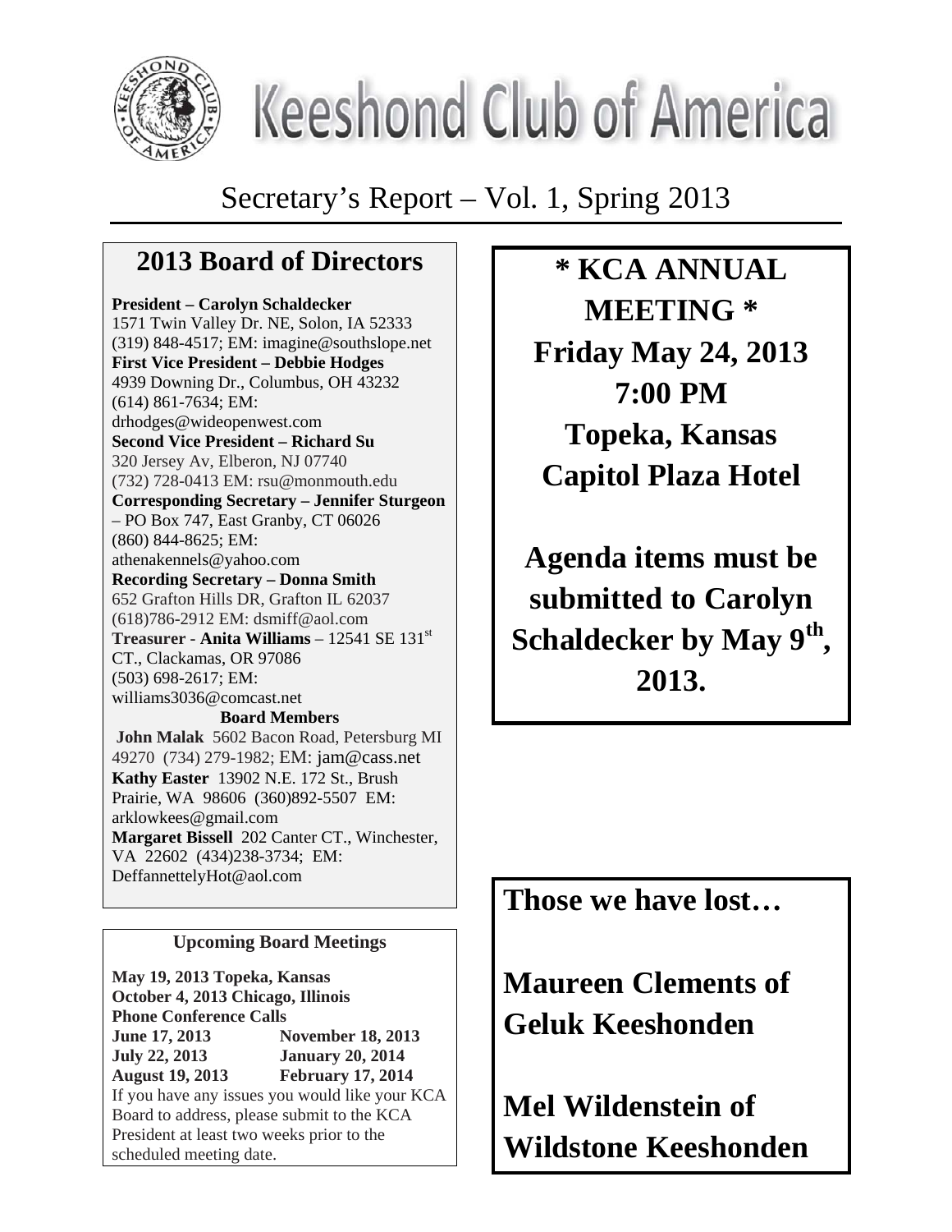# Keeshond Club of America

## Secretary's Report – Vol. 1, Spring 2013

## 2013 Board of Directors

**President – Carolyn Schaldecker**
1571 Twin Valley Dr. NE, Solon, IA 52333
(319) 848-4517; EM: imagine@southslope.net

**First Vice President – Debbie Hodges**
4939 Downing Dr., Columbus, OH 43232
(614) 861-7634; EM: drhodges@wideopenwest.com

**Second Vice President – Richard Su**
320 Jersey Av, Elberon, NJ 07740
(732) 728-0413 EM: rsu@monmouth.edu

**Corresponding Secretary – Jennifer Sturgeon** – PO Box 747, East Granby, CT 06026
(860) 844-8625; EM: athenakennels@yahoo.com

**Recording Secretary – Donna Smith**
652 Grafton Hills DR, Grafton IL 62037
(618)786-2912 EM: dsmiff@aol.com

**Treasurer - Anita Williams** – 12541 SE 131st CT., Clackamas, OR 97086
(503) 698-2617; EM: williams3036@comcast.net

**Board Members**

**John Malak** 5602 Bacon Road, Petersburg MI 49270 (734) 279-1982; EM: jam@cass.net

**Kathy Easter** 13902 N.E. 172 St., Brush Prairie, WA 98606 (360)892-5507 EM: arklowkees@gmail.com

**Margaret Bissell** 202 Canter CT., Winchester, VA 22602 (434)238-3734; EM: DeffannettelyHot@aol.com

### Upcoming Board Meetings

**May 19, 2013 Topeka, Kansas**
**October 4, 2013 Chicago, Illinois**
**Phone Conference Calls**

| | |
|---|---|
| **June 17, 2013** | **November 18, 2013** |
| **July 22, 2013** | **January 20, 2014** |
| **August 19, 2013** | **February 17, 2014** |

If you have any issues you would like your KCA Board to address, please submit to the KCA President at least two weeks prior to the scheduled meeting date.

## * KCA ANNUAL MEETING *

**Friday May 24, 2013**
**7:00 PM**
**Topeka, Kansas**
**Capitol Plaza Hotel**

**Agenda items must be submitted to Carolyn Schaldecker by May 9th, 2013.**

## Those we have lost…

**Maureen Clements of Geluk Keeshonden**

**Mel Wildenstein of Wildstone Keeshonden**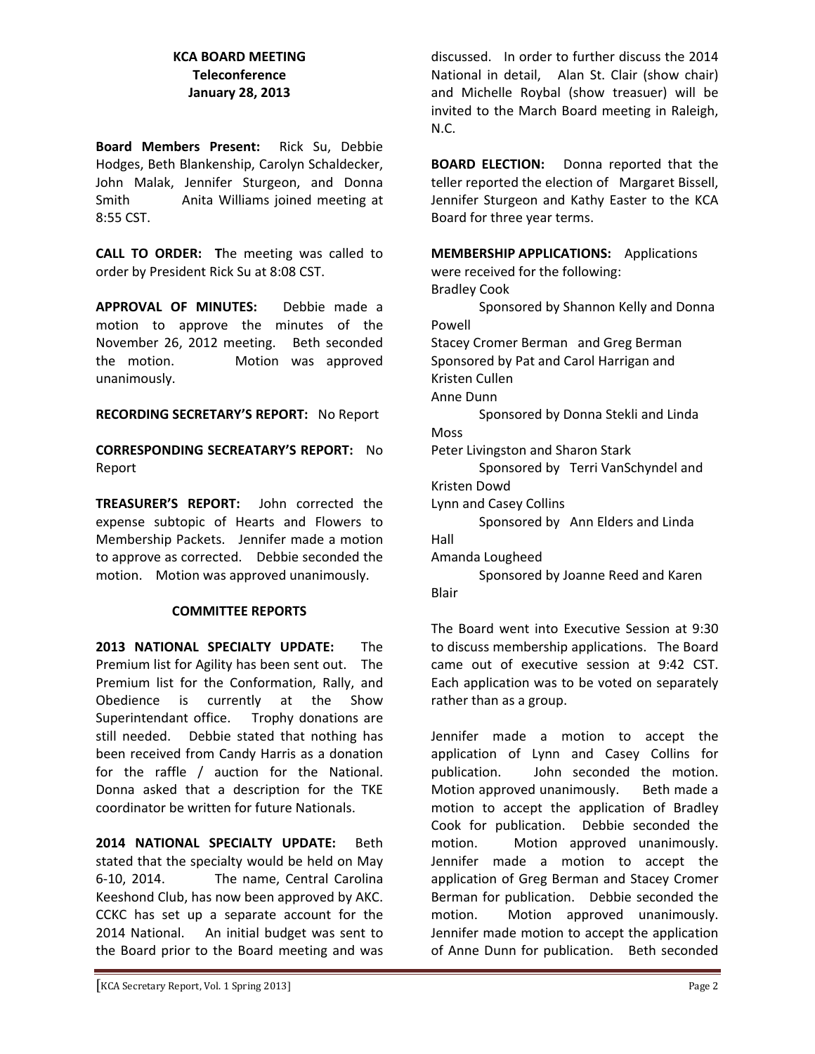**KCA BOARD MEETING**
**Teleconference**
**January 28, 2013**

**Board Members Present:** Rick Su, Debbie Hodges, Beth Blankenship, Carolyn Schaldecker, John Malak, Jennifer Sturgeon, and Donna Smith Anita Williams joined meeting at 8:55 CST.

**CALL TO ORDER:** **T**he meeting was called to order by President Rick Su at 8:08 CST.

**APPROVAL OF MINUTES:** Debbie made a motion to approve the minutes of the November 26, 2012 meeting. Beth seconded the motion. Motion was approved unanimously.

**RECORDING SECRETARY'S REPORT:** No Report

**CORRESPONDING SECREATARY'S REPORT:** No Report

**TREASURER'S REPORT:** John corrected the expense subtopic of Hearts and Flowers to Membership Packets. Jennifer made a motion to approve as corrected. Debbie seconded the motion. Motion was approved unanimously.

**COMMITTEE REPORTS**

**2013 NATIONAL SPECIALTY UPDATE:** The Premium list for Agility has been sent out. The Premium list for the Conformation, Rally, and Obedience is currently at the Show Superintendant office. Trophy donations are still needed. Debbie stated that nothing has been received from Candy Harris as a donation for the raffle / auction for the National. Donna asked that a description for the TKE coordinator be written for future Nationals.

**2014 NATIONAL SPECIALTY UPDATE:** Beth stated that the specialty would be held on May 6-10, 2014. The name, Central Carolina Keeshond Club, has now been approved by AKC. CCKC has set up a separate account for the 2014 National. An initial budget was sent to the Board prior to the Board meeting and was discussed. In order to further discuss the 2014 National in detail, Alan St. Clair (show chair) and Michelle Roybal (show treasuer) will be invited to the March Board meeting in Raleigh, N.C.

**BOARD ELECTION:** Donna reported that the teller reported the election of Margaret Bissell, Jennifer Sturgeon and Kathy Easter to the KCA Board for three year terms.

**MEMBERSHIP APPLICATIONS:** Applications were received for the following:

Bradley Cook
Sponsored by Shannon Kelly and Donna Powell

Stacey Cromer Berman and Greg Berman
Sponsored by Pat and Carol Harrigan and Kristen Cullen

Anne Dunn
Sponsored by Donna Stekli and Linda Moss

Peter Livingston and Sharon Stark
Sponsored by Terri VanSchyndel and Kristen Dowd

Lynn and Casey Collins
Sponsored by Ann Elders and Linda Hall

Amanda Lougheed
Sponsored by Joanne Reed and Karen Blair

The Board went into Executive Session at 9:30 to discuss membership applications. The Board came out of executive session at 9:42 CST. Each application was to be voted on separately rather than as a group.

Jennifer made a motion to accept the application of Lynn and Casey Collins for publication. John seconded the motion. Motion approved unanimously. Beth made a motion to accept the application of Bradley Cook for publication. Debbie seconded the motion. Motion approved unanimously. Jennifer made a motion to accept the application of Greg Berman and Stacey Cromer Berman for publication. Debbie seconded the motion. Motion approved unanimously. Jennifer made motion to accept the application of Anne Dunn for publication. Beth seconded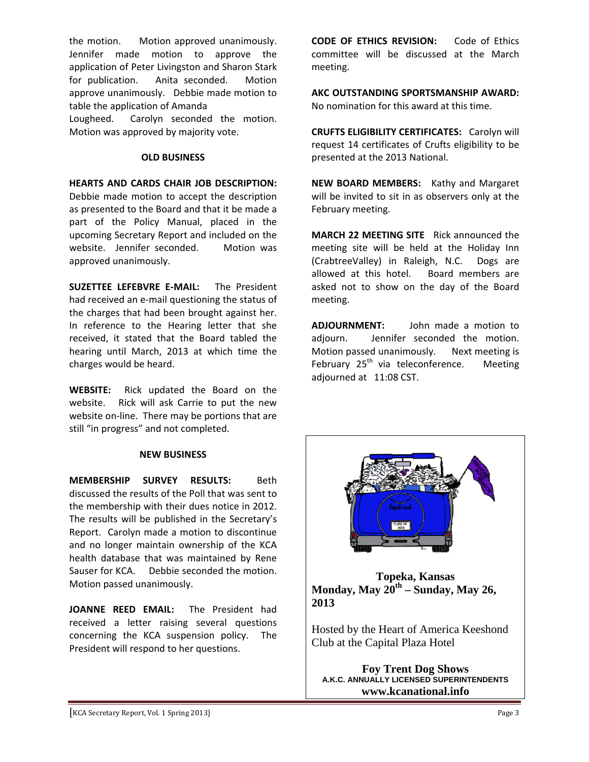the motion. Motion approved unanimously. Jennifer made motion to approve the application of Peter Livingston and Sharon Stark for publication. Anita seconded. Motion approve unanimously. Debbie made motion to table the application of Amanda Lougheed. Carolyn seconded the motion. Motion was approved by majority vote.

## OLD BUSINESS

**HEARTS AND CARDS CHAIR JOB DESCRIPTION:** Debbie made motion to accept the description as presented to the Board and that it be made a part of the Policy Manual, placed in the upcoming Secretary Report and included on the website. Jennifer seconded. Motion was approved unanimously.

**SUZETTEE LEFEBVRE E-MAIL:** The President had received an e-mail questioning the status of the charges that had been brought against her. In reference to the Hearing letter that she received, it stated that the Board tabled the hearing until March, 2013 at which time the charges would be heard.

**WEBSITE:** Rick updated the Board on the website. Rick will ask Carrie to put the new website on-line. There may be portions that are still "in progress" and not completed.

## NEW BUSINESS

**MEMBERSHIP SURVEY RESULTS:** Beth discussed the results of the Poll that was sent to the membership with their dues notice in 2012. The results will be published in the Secretary's Report. Carolyn made a motion to discontinue and no longer maintain ownership of the KCA health database that was maintained by Rene Sauser for KCA. Debbie seconded the motion. Motion passed unanimously.

**JOANNE REED EMAIL:** The President had received a letter raising several questions concerning the KCA suspension policy. The President will respond to her questions.

**CODE OF ETHICS REVISION:** Code of Ethics committee will be discussed at the March meeting.

**AKC OUTSTANDING SPORTSMANSHIP AWARD:** No nomination for this award at this time.

**CRUFTS ELIGIBILITY CERTIFICATES:** Carolyn will request 14 certificates of Crufts eligibility to be presented at the 2013 National.

**NEW BOARD MEMBERS:** Kathy and Margaret will be invited to sit in as observers only at the February meeting.

**MARCH 22 MEETING SITE** Rick announced the meeting site will be held at the Holiday Inn (CrabtreeValley) in Raleigh, N.C. Dogs are allowed at this hotel. Board members are asked not to show on the day of the Board meeting.

**ADJOURNMENT:** John made a motion to adjourn. Jennifer seconded the motion. Motion passed unanimously. Next meeting is February 25th via teleconference. Meeting adjourned at 11:08 CST.

**Topeka, Kansas**
**Monday, May 20th – Sunday, May 26, 2013**

Hosted by the Heart of America Keeshond Club at the Capital Plaza Hotel

**Foy Trent Dog Shows**
**A.K.C. ANNUALLY LICENSED SUPERINTENDENTS**
**www.kcanational.info**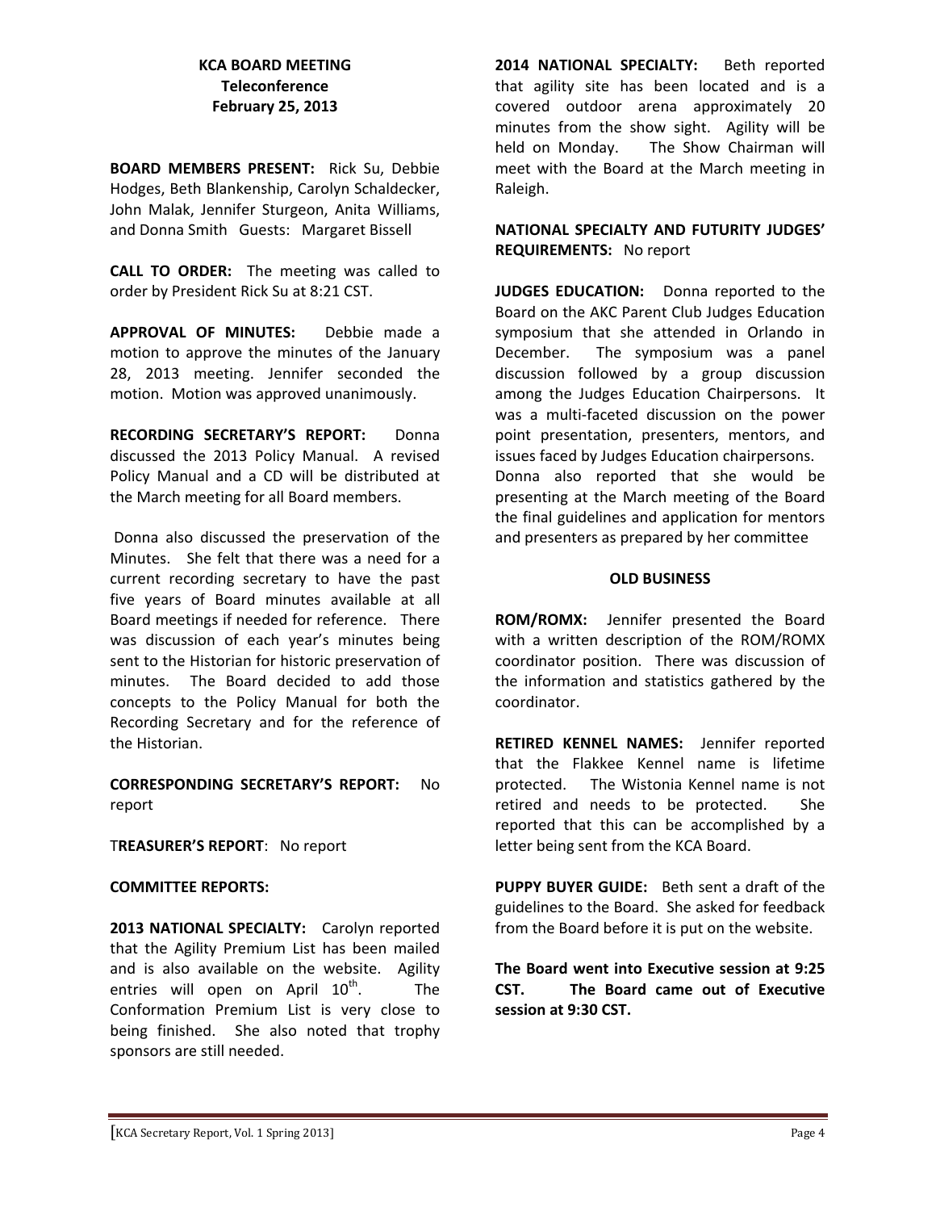**KCA BOARD MEETING**
**Teleconference**
**February 25, 2013**

**BOARD MEMBERS PRESENT:** Rick Su, Debbie Hodges, Beth Blankenship, Carolyn Schaldecker, John Malak, Jennifer Sturgeon, Anita Williams, and Donna Smith Guests: Margaret Bissell

**CALL TO ORDER:** The meeting was called to order by President Rick Su at 8:21 CST.

**APPROVAL OF MINUTES:** Debbie made a motion to approve the minutes of the January 28, 2013 meeting. Jennifer seconded the motion. Motion was approved unanimously.

**RECORDING SECRETARY'S REPORT:** Donna discussed the 2013 Policy Manual. A revised Policy Manual and a CD will be distributed at the March meeting for all Board members.

Donna also discussed the preservation of the Minutes. She felt that there was a need for a current recording secretary to have the past five years of Board minutes available at all Board meetings if needed for reference. There was discussion of each year's minutes being sent to the Historian for historic preservation of minutes. The Board decided to add those concepts to the Policy Manual for both the Recording Secretary and for the reference of the Historian.

**CORRESPONDING SECRETARY'S REPORT:** No report

**TREASURER'S REPORT**: No report

**COMMITTEE REPORTS:**

**2013 NATIONAL SPECIALTY:** Carolyn reported that the Agility Premium List has been mailed and is also available on the website. Agility entries will open on April 10th. The Conformation Premium List is very close to being finished. She also noted that trophy sponsors are still needed.

**2014 NATIONAL SPECIALTY:** Beth reported that agility site has been located and is a covered outdoor arena approximately 20 minutes from the show sight. Agility will be held on Monday. The Show Chairman will meet with the Board at the March meeting in Raleigh.

**NATIONAL SPECIALTY AND FUTURITY JUDGES' REQUIREMENTS:** No report

**JUDGES EDUCATION:** Donna reported to the Board on the AKC Parent Club Judges Education symposium that she attended in Orlando in December. The symposium was a panel discussion followed by a group discussion among the Judges Education Chairpersons. It was a multi-faceted discussion on the power point presentation, presenters, mentors, and issues faced by Judges Education chairpersons. Donna also reported that she would be presenting at the March meeting of the Board the final guidelines and application for mentors and presenters as prepared by her committee

**OLD BUSINESS**

**ROM/ROMX:** Jennifer presented the Board with a written description of the ROM/ROMX coordinator position. There was discussion of the information and statistics gathered by the coordinator.

**RETIRED KENNEL NAMES:** Jennifer reported that the Flakkee Kennel name is lifetime protected. The Wistonia Kennel name is not retired and needs to be protected. She reported that this can be accomplished by a letter being sent from the KCA Board.

**PUPPY BUYER GUIDE:** Beth sent a draft of the guidelines to the Board. She asked for feedback from the Board before it is put on the website.

**The Board went into Executive session at 9:25 CST. The Board came out of Executive session at 9:30 CST.**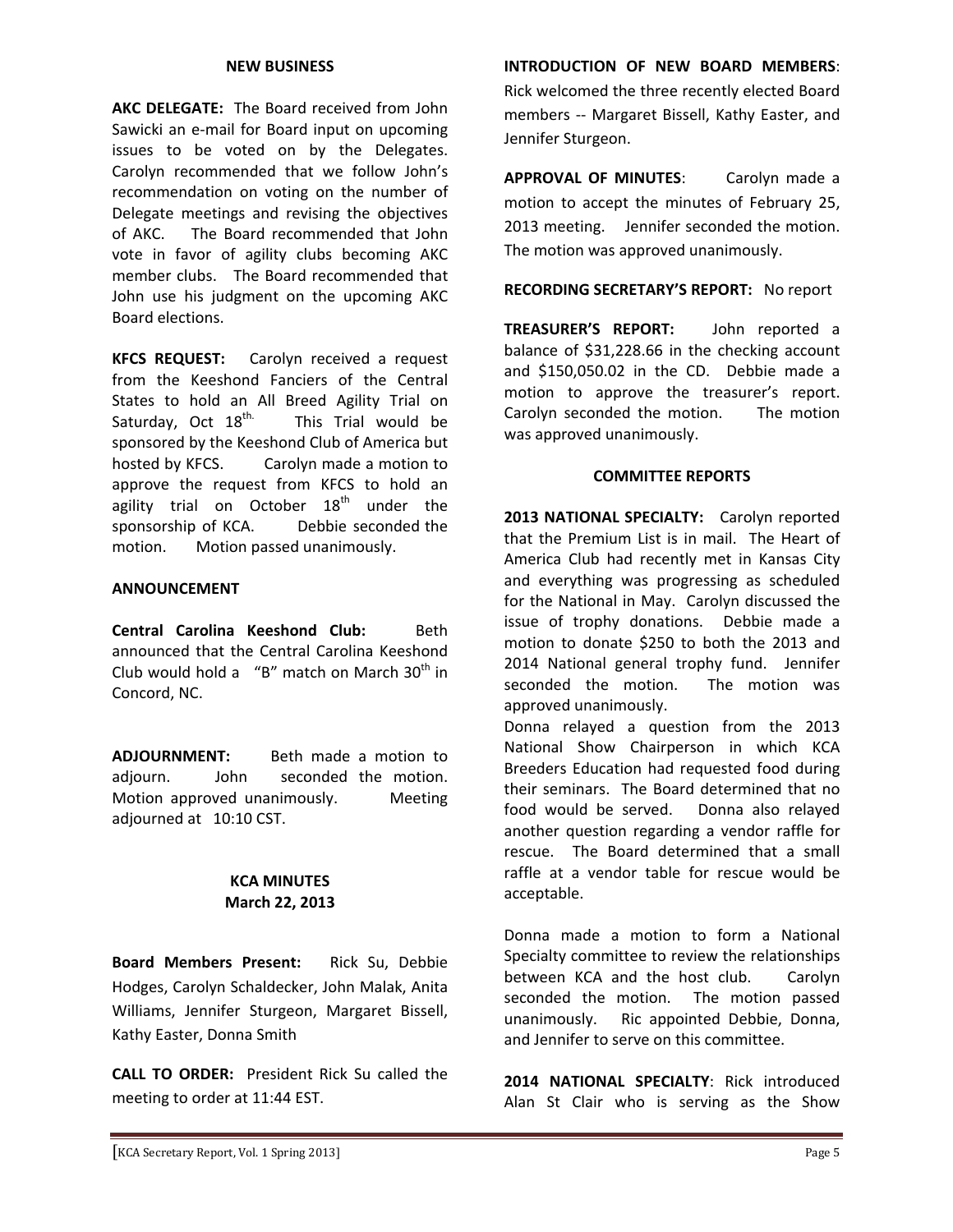### NEW BUSINESS

**AKC DELEGATE:** The Board received from John Sawicki an e-mail for Board input on upcoming issues to be voted on by the Delegates. Carolyn recommended that we follow John's recommendation on voting on the number of Delegate meetings and revising the objectives of AKC. The Board recommended that John vote in favor of agility clubs becoming AKC member clubs. The Board recommended that John use his judgment on the upcoming AKC Board elections.

**KFCS REQUEST:** Carolyn received a request from the Keeshond Fanciers of the Central States to hold an All Breed Agility Trial on Saturday, Oct 18th. This Trial would be sponsored by the Keeshond Club of America but hosted by KFCS. Carolyn made a motion to approve the request from KFCS to hold an agility trial on October 18th under the sponsorship of KCA. Debbie seconded the motion. Motion passed unanimously.

### ANNOUNCEMENT

**Central Carolina Keeshond Club:** Beth announced that the Central Carolina Keeshond Club would hold a "B" match on March 30th in Concord, NC.

**ADJOURNMENT:** Beth made a motion to adjourn. John seconded the motion. Motion approved unanimously. Meeting adjourned at 10:10 CST.

## KCA MINUTES
## March 22, 2013

**Board Members Present:** Rick Su, Debbie Hodges, Carolyn Schaldecker, John Malak, Anita Williams, Jennifer Sturgeon, Margaret Bissell, Kathy Easter, Donna Smith

**CALL TO ORDER:** President Rick Su called the meeting to order at 11:44 EST.

**INTRODUCTION OF NEW BOARD MEMBERS**: Rick welcomed the three recently elected Board members -- Margaret Bissell, Kathy Easter, and Jennifer Sturgeon.

**APPROVAL OF MINUTES**: Carolyn made a motion to accept the minutes of February 25, 2013 meeting. Jennifer seconded the motion. The motion was approved unanimously.

**RECORDING SECRETARY'S REPORT:** No report

**TREASURER'S REPORT:** John reported a balance of $31,228.66 in the checking account and $150,050.02 in the CD. Debbie made a motion to approve the treasurer's report. Carolyn seconded the motion. The motion was approved unanimously.

### COMMITTEE REPORTS

**2013 NATIONAL SPECIALTY:** Carolyn reported that the Premium List is in mail. The Heart of America Club had recently met in Kansas City and everything was progressing as scheduled for the National in May. Carolyn discussed the issue of trophy donations. Debbie made a motion to donate $250 to both the 2013 and 2014 National general trophy fund. Jennifer seconded the motion. The motion was approved unanimously.

Donna relayed a question from the 2013 National Show Chairperson in which KCA Breeders Education had requested food during their seminars. The Board determined that no food would be served. Donna also relayed another question regarding a vendor raffle for rescue. The Board determined that a small raffle at a vendor table for rescue would be acceptable.

Donna made a motion to form a National Specialty committee to review the relationships between KCA and the host club. Carolyn seconded the motion. The motion passed unanimously. Ric appointed Debbie, Donna, and Jennifer to serve on this committee.

**2014 NATIONAL SPECIALTY**: Rick introduced Alan St Clair who is serving as the Show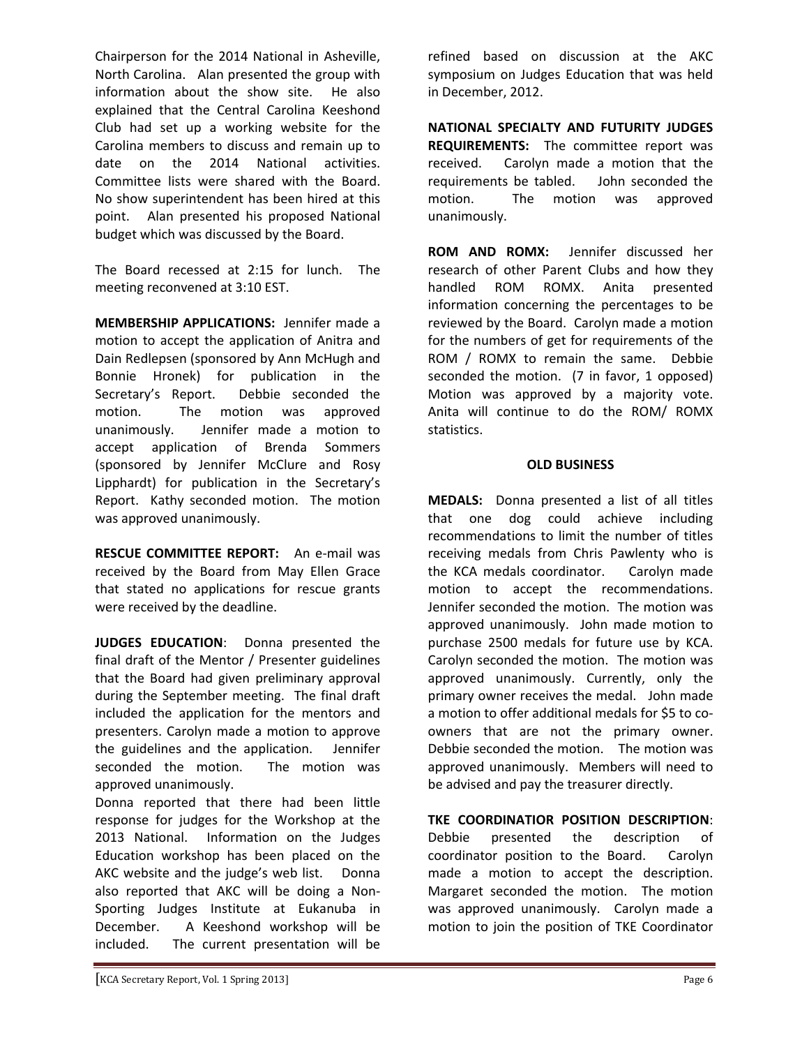Chairperson for the 2014 National in Asheville, North Carolina. Alan presented the group with information about the show site. He also explained that the Central Carolina Keeshond Club had set up a working website for the Carolina members to discuss and remain up to date on the 2014 National activities. Committee lists were shared with the Board. No show superintendent has been hired at this point. Alan presented his proposed National budget which was discussed by the Board.

The Board recessed at 2:15 for lunch. The meeting reconvened at 3:10 EST.

**MEMBERSHIP APPLICATIONS:** Jennifer made a motion to accept the application of Anitra and Dain Redlepsen (sponsored by Ann McHugh and Bonnie Hronek) for publication in the Secretary's Report. Debbie seconded the motion. The motion was approved unanimously. Jennifer made a motion to accept application of Brenda Sommers (sponsored by Jennifer McClure and Rosy Lipphardt) for publication in the Secretary's Report. Kathy seconded motion. The motion was approved unanimously.

**RESCUE COMMITTEE REPORT:** An e-mail was received by the Board from May Ellen Grace that stated no applications for rescue grants were received by the deadline.

**JUDGES EDUCATION**: Donna presented the final draft of the Mentor / Presenter guidelines that the Board had given preliminary approval during the September meeting. The final draft included the application for the mentors and presenters. Carolyn made a motion to approve the guidelines and the application. Jennifer seconded the motion. The motion was approved unanimously.

Donna reported that there had been little response for judges for the Workshop at the 2013 National. Information on the Judges Education workshop has been placed on the AKC website and the judge's web list. Donna also reported that AKC will be doing a Non-Sporting Judges Institute at Eukanuba in December. A Keeshond workshop will be included. The current presentation will be refined based on discussion at the AKC symposium on Judges Education that was held in December, 2012.

**NATIONAL SPECIALTY AND FUTURITY JUDGES REQUIREMENTS:** The committee report was received. Carolyn made a motion that the requirements be tabled. John seconded the motion. The motion was approved unanimously.

**ROM AND ROMX:** Jennifer discussed her research of other Parent Clubs and how they handled ROM ROMX. Anita presented information concerning the percentages to be reviewed by the Board. Carolyn made a motion for the numbers of get for requirements of the ROM / ROMX to remain the same. Debbie seconded the motion. (7 in favor, 1 opposed) Motion was approved by a majority vote. Anita will continue to do the ROM/ ROMX statistics.

## OLD BUSINESS

**MEDALS:** Donna presented a list of all titles that one dog could achieve including recommendations to limit the number of titles receiving medals from Chris Pawlenty who is the KCA medals coordinator. Carolyn made motion to accept the recommendations. Jennifer seconded the motion. The motion was approved unanimously. John made motion to purchase 2500 medals for future use by KCA. Carolyn seconded the motion. The motion was approved unanimously. Currently, only the primary owner receives the medal. John made a motion to offer additional medals for $5 to co-owners that are not the primary owner. Debbie seconded the motion. The motion was approved unanimously. Members will need to be advised and pay the treasurer directly.

**TKE COORDINATIOR POSITION DESCRIPTION**: Debbie presented the description of coordinator position to the Board. Carolyn made a motion to accept the description. Margaret seconded the motion. The motion was approved unanimously. Carolyn made a motion to join the position of TKE Coordinator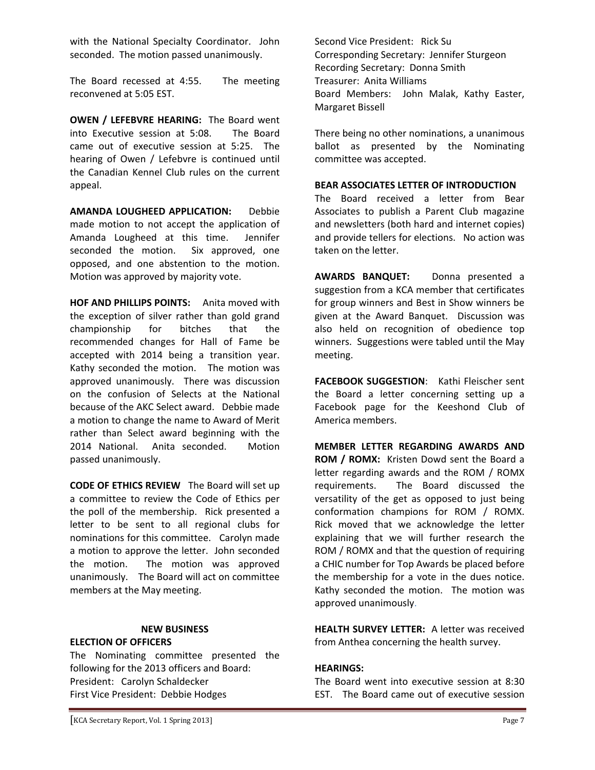with the National Specialty Coordinator. John seconded. The motion passed unanimously.

The Board recessed at 4:55. The meeting reconvened at 5:05 EST.

**OWEN / LEFEBVRE HEARING:** The Board went into Executive session at 5:08. The Board came out of executive session at 5:25. The hearing of Owen / Lefebvre is continued until the Canadian Kennel Club rules on the current appeal.

**AMANDA LOUGHEED APPLICATION:** Debbie made motion to not accept the application of Amanda Lougheed at this time. Jennifer seconded the motion. Six approved, one opposed, and one abstention to the motion. Motion was approved by majority vote.

**HOF AND PHILLIPS POINTS:** Anita moved with the exception of silver rather than gold grand championship for bitches that the recommended changes for Hall of Fame be accepted with 2014 being a transition year. Kathy seconded the motion. The motion was approved unanimously. There was discussion on the confusion of Selects at the National because of the AKC Select award. Debbie made a motion to change the name to Award of Merit rather than Select award beginning with the 2014 National. Anita seconded. Motion passed unanimously.

**CODE OF ETHICS REVIEW** The Board will set up a committee to review the Code of Ethics per the poll of the membership. Rick presented a letter to be sent to all regional clubs for nominations for this committee. Carolyn made a motion to approve the letter. John seconded the motion. The motion was approved unanimously. The Board will act on committee members at the May meeting.

## NEW BUSINESS

**ELECTION OF OFFICERS**

The Nominating committee presented the following for the 2013 officers and Board:
President: Carolyn Schaldecker
First Vice President: Debbie Hodges
Second Vice President: Rick Su
Corresponding Secretary: Jennifer Sturgeon
Recording Secretary: Donna Smith
Treasurer: Anita Williams
Board Members: John Malak, Kathy Easter, Margaret Bissell

There being no other nominations, a unanimous ballot as presented by the Nominating committee was accepted.

**BEAR ASSOCIATES LETTER OF INTRODUCTION**

The Board received a letter from Bear Associates to publish a Parent Club magazine and newsletters (both hard and internet copies) and provide tellers for elections. No action was taken on the letter.

**AWARDS BANQUET:** Donna presented a suggestion from a KCA member that certificates for group winners and Best in Show winners be given at the Award Banquet. Discussion was also held on recognition of obedience top winners. Suggestions were tabled until the May meeting.

**FACEBOOK SUGGESTION**: Kathi Fleischer sent the Board a letter concerning setting up a Facebook page for the Keeshond Club of America members.

**MEMBER LETTER REGARDING AWARDS AND ROM / ROMX:** Kristen Dowd sent the Board a letter regarding awards and the ROM / ROMX requirements. The Board discussed the versatility of the get as opposed to just being conformation champions for ROM / ROMX. Rick moved that we acknowledge the letter explaining that we will further research the ROM / ROMX and that the question of requiring a CHIC number for Top Awards be placed before the membership for a vote in the dues notice. Kathy seconded the motion. The motion was approved unanimously.

**HEALTH SURVEY LETTER:** A letter was received from Anthea concerning the health survey.

**HEARINGS:**

The Board went into executive session at 8:30 EST. The Board came out of executive session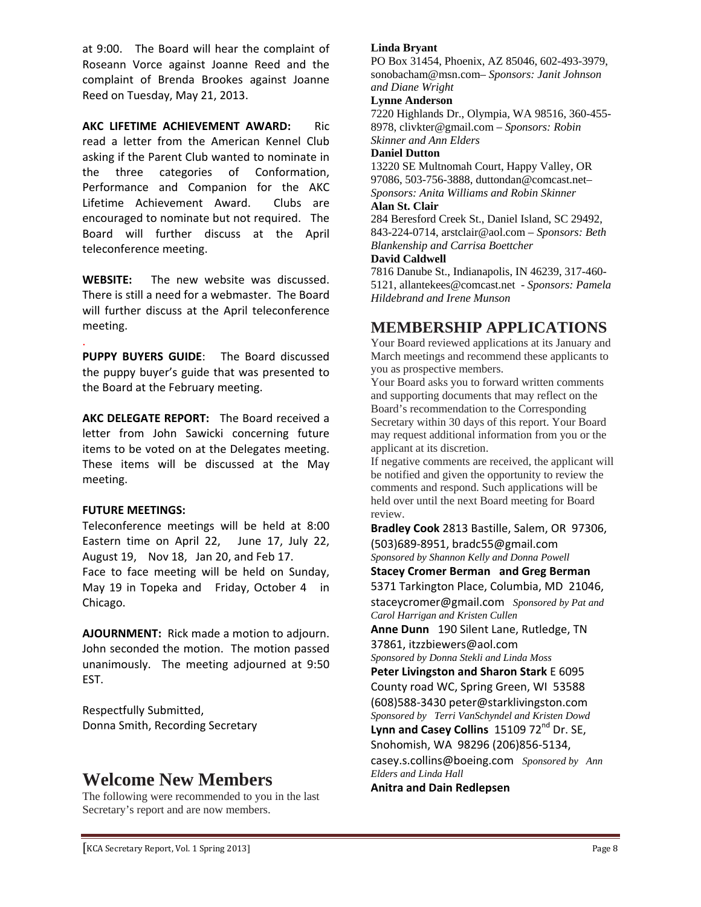at 9:00. The Board will hear the complaint of Roseann Vorce against Joanne Reed and the complaint of Brenda Brookes against Joanne Reed on Tuesday, May 21, 2013.

**AKC LIFETIME ACHIEVEMENT AWARD:** Ric read a letter from the American Kennel Club asking if the Parent Club wanted to nominate in the three categories of Conformation, Performance and Companion for the AKC Lifetime Achievement Award. Clubs are encouraged to nominate but not required. The Board will further discuss at the April teleconference meeting.

**WEBSITE:** The new website was discussed. There is still a need for a webmaster. The Board will further discuss at the April teleconference meeting.

.

**PUPPY BUYERS GUIDE**: The Board discussed the puppy buyer's guide that was presented to the Board at the February meeting.

**AKC DELEGATE REPORT:** The Board received a letter from John Sawicki concerning future items to be voted on at the Delegates meeting. These items will be discussed at the May meeting.

**FUTURE MEETINGS:**

Teleconference meetings will be held at 8:00 Eastern time on April 22, June 17, July 22, August 19, Nov 18, Jan 20, and Feb 17.

Face to face meeting will be held on Sunday, May 19 in Topeka and Friday, October 4 in Chicago.

**AJOURNMENT:** Rick made a motion to adjourn. John seconded the motion. The motion passed unanimously. The meeting adjourned at 9:50 EST.

Respectfully Submitted,
Donna Smith, Recording Secretary

# Welcome New Members

The following were recommended to you in the last Secretary's report and are now members.

**Linda Bryant**
PO Box 31454, Phoenix, AZ 85046, 602-493-3979, sonobacham@msn.com– *Sponsors: Janit Johnson and Diane Wright*

**Lynne Anderson**
7220 Highlands Dr., Olympia, WA 98516, 360-455-8978, clivkter@gmail.com – *Sponsors: Robin Skinner and Ann Elders*

**Daniel Dutton**
13220 SE Multnomah Court, Happy Valley, OR 97086, 503-756-3888, duttondan@comcast.net– *Sponsors: Anita Williams and Robin Skinner*

**Alan St. Clair**
284 Beresford Creek St., Daniel Island, SC 29492, 843-224-0714, arstclair@aol.com – *Sponsors: Beth Blankenship and Carrisa Boettcher*

**David Caldwell**
7816 Danube St., Indianapolis, IN 46239, 317-460-5121, allantekees@comcast.net - *Sponsors: Pamela Hildebrand and Irene Munson*

# MEMBERSHIP APPLICATIONS

Your Board reviewed applications at its January and March meetings and recommend these applicants to you as prospective members.

Your Board asks you to forward written comments and supporting documents that may reflect on the Board's recommendation to the Corresponding Secretary within 30 days of this report. Your Board may request additional information from you or the applicant at its discretion.

If negative comments are received, the applicant will be notified and given the opportunity to review the comments and respond. Such applications will be held over until the next Board meeting for Board review.

**Bradley Cook** 2813 Bastille, Salem, OR 97306, (503)689-8951, bradc55@gmail.com
*Sponsored by Shannon Kelly and Donna Powell*

**Stacey Cromer Berman and Greg Berman**
5371 Tarkington Place, Columbia, MD 21046, staceycromer@gmail.com *Sponsored by Pat and Carol Harrigan and Kristen Cullen*

**Anne Dunn** 190 Silent Lane, Rutledge, TN 37861, itzzbiewers@aol.com
*Sponsored by Donna Stekli and Linda Moss*

**Peter Livingston and Sharon Stark** E 6095 County road WC, Spring Green, WI 53588 (608)588-3430 peter@starklivingston.com
*Sponsored by Terri VanSchyndel and Kristen Dowd*

**Lynn and Casey Collins** 15109 72nd Dr. SE, Snohomish, WA 98296 (206)856-5134, casey.s.collins@boeing.com *Sponsored by Ann Elders and Linda Hall*

**Anitra and Dain Redlepsen**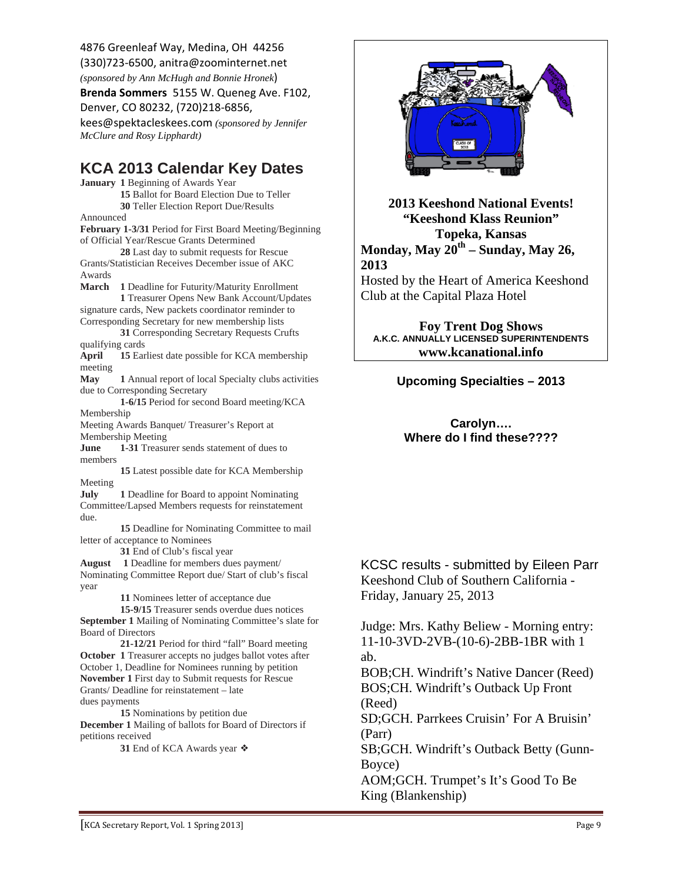4876 Greenleaf Way, Medina, OH 44256
(330)723-6500, anitra@zoominternet.net
*(sponsored by Ann McHugh and Bonnie Hronek*)

**Brenda Sommers** 5155 W. Queneg Ave. F102, Denver, CO 80232, (720)218-6856, kees@spektacleskees.com *(sponsored by Jennifer McClure and Rosy Lipphardt)*

## KCA 2013 Calendar Key Dates

**January 1** Beginning of Awards Year
**15** Ballot for Board Election Due to Teller
**30** Teller Election Report Due/Results Announced

**February 1-3/31** Period for First Board Meeting/Beginning of Official Year/Rescue Grants Determined
**28** Last day to submit requests for Rescue Grants/Statistician Receives December issue of AKC Awards

**March 1** Deadline for Futurity/Maturity Enrollment
**1** Treasurer Opens New Bank Account/Updates signature cards, New packets coordinator reminder to Corresponding Secretary for new membership lists
**31** Corresponding Secretary Requests Crufts qualifying cards

**April 15** Earliest date possible for KCA membership meeting

**May 1** Annual report of local Specialty clubs activities due to Corresponding Secretary
**1-6/15** Period for second Board meeting/KCA Membership Meeting Awards Banquet/ Treasurer's Report at Membership Meeting

**June 1-31** Treasurer sends statement of dues to members
**15** Latest possible date for KCA Membership Meeting

**July 1** Deadline for Board to appoint Nominating Committee/Lapsed Members requests for reinstatement due.
**15** Deadline for Nominating Committee to mail letter of acceptance to Nominees
**31** End of Club's fiscal year

**August 1** Deadline for members dues payment/ Nominating Committee Report due/ Start of club's fiscal year
**11** Nominees letter of acceptance due
**15-9/15** Treasurer sends overdue dues notices

**September 1** Mailing of Nominating Committee's slate for Board of Directors
**21-12/21** Period for third "fall" Board meeting

**October 1** Treasurer accepts no judges ballot votes after October 1, Deadline for Nominees running by petition

**November 1** First day to Submit requests for Rescue Grants/ Deadline for reinstatement – late dues payments
**15** Nominations by petition due

**December 1** Mailing of ballots for Board of Directors if petitions received
**31** End of KCA Awards year ❖

**2013 Keeshond National Events!**
**"Keeshond Klass Reunion"**
**Topeka, Kansas**
**Monday, May 20th – Sunday, May 26, 2013**
Hosted by the Heart of America Keeshond Club at the Capital Plaza Hotel

**Foy Trent Dog Shows**
**A.K.C. ANNUALLY LICENSED SUPERINTENDENTS**
**www.kcanational.info**

### Upcoming Specialties – 2013

**Carolyn….**
**Where do I find these????**

KCSC results - submitted by Eileen Parr
Keeshond Club of Southern California - Friday, January 25, 2013

Judge: Mrs. Kathy Beliew - Morning entry: 11-10-3VD-2VB-(10-6)-2BB-1BR with 1 ab.
BOB;CH. Windrift's Native Dancer (Reed)
BOS;CH. Windrift's Outback Up Front (Reed)
SD;GCH. Parrkees Cruisin' For A Bruisin' (Parr)
SB;GCH. Windrift's Outback Betty (Gunn-Boyce)
AOM;GCH. Trumpet's It's Good To Be King (Blankenship)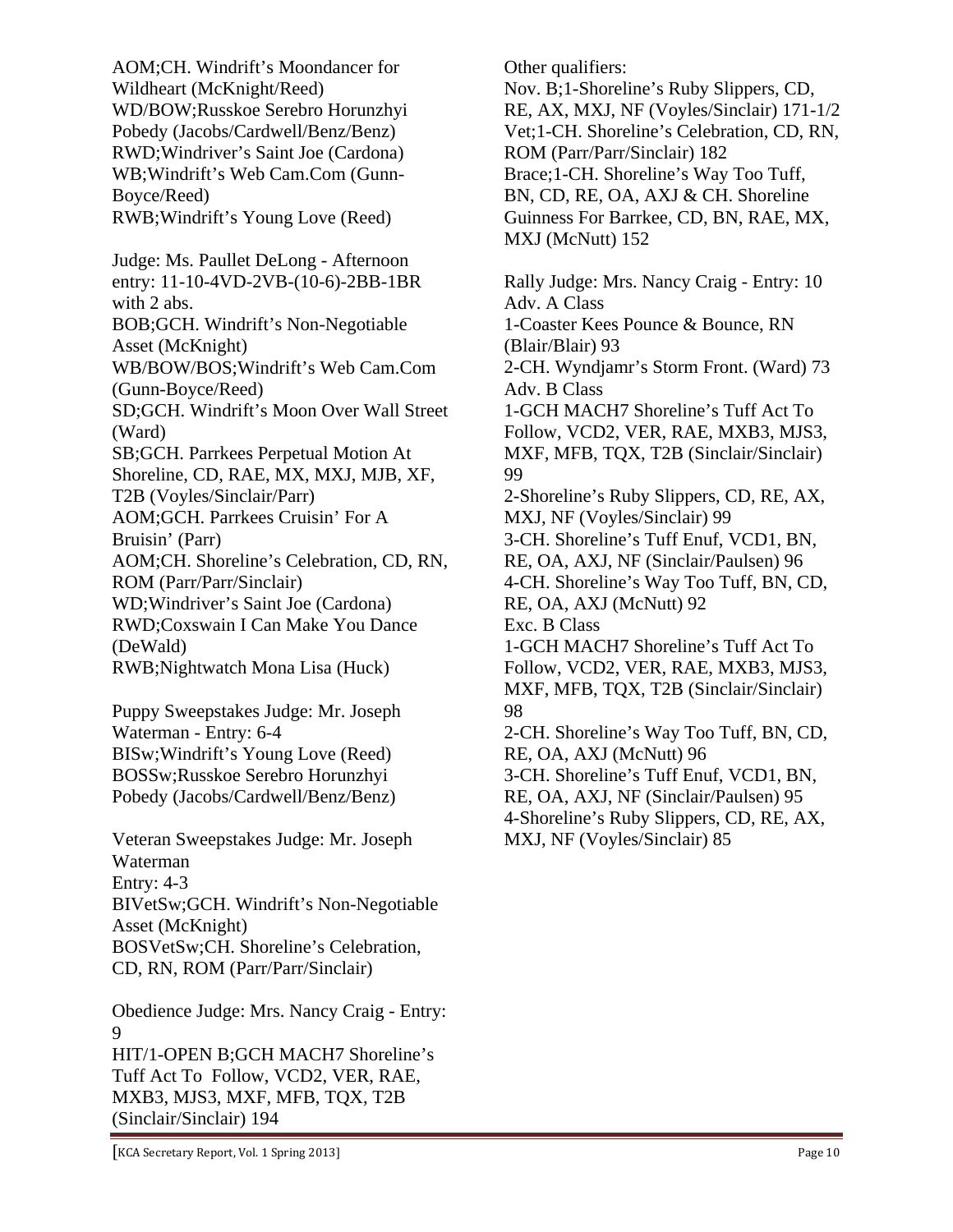AOM;CH. Windrift's Moondancer for Wildheart (McKnight/Reed)
WD/BOW;Russkoe Serebro Horunzhyi Pobedy (Jacobs/Cardwell/Benz/Benz)
RWD;Windriver's Saint Joe (Cardona)
WB;Windrift's Web Cam.Com (Gunn-Boyce/Reed)
RWB;Windrift's Young Love (Reed)

Judge: Ms. Paullet DeLong - Afternoon entry: 11-10-4VD-2VB-(10-6)-2BB-1BR with 2 abs.
BOB;GCH. Windrift's Non-Negotiable Asset (McKnight)
WB/BOW/BOS;Windrift's Web Cam.Com (Gunn-Boyce/Reed)
SD;GCH. Windrift's Moon Over Wall Street (Ward)
SB;GCH. Parrkees Perpetual Motion At Shoreline, CD, RAE, MX, MXJ, MJB, XF, T2B (Voyles/Sinclair/Parr)
AOM;GCH. Parrkees Cruisin' For A Bruisin' (Parr)
AOM;CH. Shoreline's Celebration, CD, RN, ROM (Parr/Parr/Sinclair)
WD;Windriver's Saint Joe (Cardona)
RWD;Coxswain I Can Make You Dance (DeWald)
RWB;Nightwatch Mona Lisa (Huck)

Puppy Sweepstakes Judge: Mr. Joseph Waterman - Entry: 6-4
BISw;Windrift's Young Love (Reed)
BOSSw;Russkoe Serebro Horunzhyi Pobedy (Jacobs/Cardwell/Benz/Benz)

Veteran Sweepstakes Judge: Mr. Joseph Waterman
Entry: 4-3
BIVetSw;GCH. Windrift's Non-Negotiable Asset (McKnight)
BOSVetSw;CH. Shoreline's Celebration, CD, RN, ROM (Parr/Parr/Sinclair)

Obedience Judge: Mrs. Nancy Craig - Entry: 9
HIT/1-OPEN B;GCH MACH7 Shoreline's Tuff Act To Follow, VCD2, VER, RAE, MXB3, MJS3, MXF, MFB, TQX, T2B (Sinclair/Sinclair) 194

Other qualifiers:
Nov. B;1-Shoreline's Ruby Slippers, CD, RE, AX, MXJ, NF (Voyles/Sinclair) 171-1/2
Vet;1-CH. Shoreline's Celebration, CD, RN, ROM (Parr/Parr/Sinclair) 182
Brace;1-CH. Shoreline's Way Too Tuff, BN, CD, RE, OA, AXJ & CH. Shoreline Guinness For Barrkee, CD, BN, RAE, MX, MXJ (McNutt) 152

Rally Judge: Mrs. Nancy Craig - Entry: 10
Adv. A Class
1-Coaster Kees Pounce & Bounce, RN (Blair/Blair) 93
2-CH. Wyndjamr's Storm Front. (Ward) 73
Adv. B Class
1-GCH MACH7 Shoreline's Tuff Act To Follow, VCD2, VER, RAE, MXB3, MJS3, MXF, MFB, TQX, T2B (Sinclair/Sinclair) 99
2-Shoreline's Ruby Slippers, CD, RE, AX, MXJ, NF (Voyles/Sinclair) 99
3-CH. Shoreline's Tuff Enuf, VCD1, BN, RE, OA, AXJ, NF (Sinclair/Paulsen) 96
4-CH. Shoreline's Way Too Tuff, BN, CD, RE, OA, AXJ (McNutt) 92
Exc. B Class
1-GCH MACH7 Shoreline's Tuff Act To Follow, VCD2, VER, RAE, MXB3, MJS3, MXF, MFB, TQX, T2B (Sinclair/Sinclair) 98
2-CH. Shoreline's Way Too Tuff, BN, CD, RE, OA, AXJ (McNutt) 96
3-CH. Shoreline's Tuff Enuf, VCD1, BN, RE, OA, AXJ, NF (Sinclair/Paulsen) 95
4-Shoreline's Ruby Slippers, CD, RE, AX, MXJ, NF (Voyles/Sinclair) 85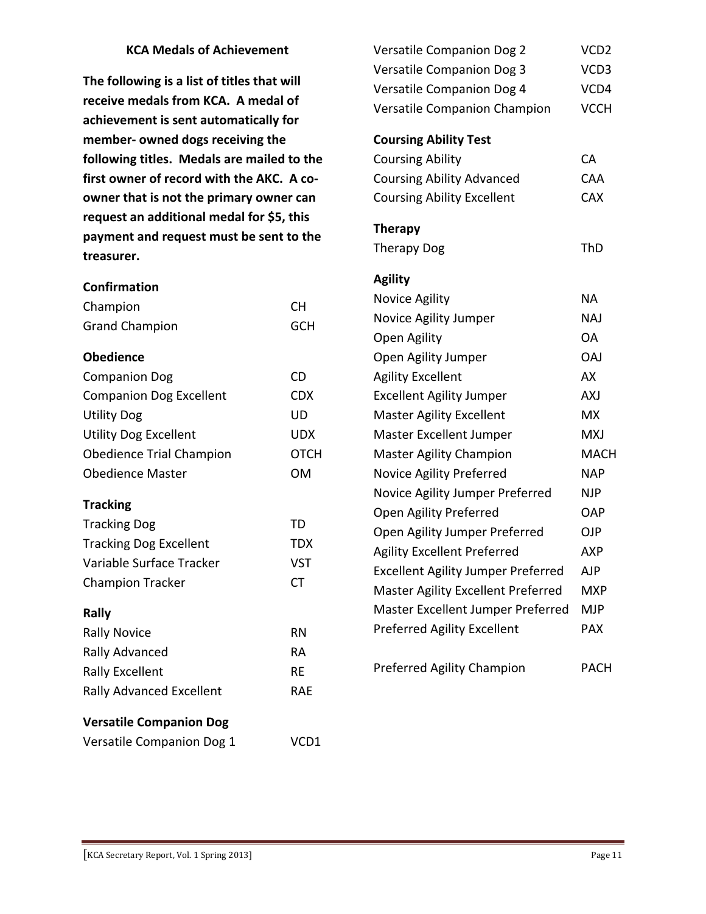## KCA Medals of Achievement

**The following is a list of titles that will receive medals from KCA. A medal of achievement is sent automatically for member- owned dogs receiving the following titles. Medals are mailed to the first owner of record with the AKC. A co-owner that is not the primary owner can request an additional medal for $5, this payment and request must be sent to the treasurer.**

### Confirmation

| | |
|---|---|
| Champion | CH |
| Grand Champion | GCH |

### Obedience

| | |
|---|---|
| Companion Dog | CD |
| Companion Dog Excellent | CDX |
| Utility Dog | UD |
| Utility Dog Excellent | UDX |
| Obedience Trial Champion | OTCH |
| Obedience Master | OM |

### Tracking

| | |
|---|---|
| Tracking Dog | TD |
| Tracking Dog Excellent | TDX |
| Variable Surface Tracker | VST |
| Champion Tracker | CT |

### Rally

| | |
|---|---|
| Rally Novice | RN |
| Rally Advanced | RA |
| Rally Excellent | RE |
| Rally Advanced Excellent | RAE |

### Versatile Companion Dog

| | |
|---|---|
| Versatile Companion Dog 1 | VCD1 |
| Versatile Companion Dog 2 | VCD2 |
| Versatile Companion Dog 3 | VCD3 |
| Versatile Companion Dog 4 | VCD4 |
| Versatile Companion Champion | VCCH |

### Coursing Ability Test

| | |
|---|---|
| Coursing Ability | CA |
| Coursing Ability Advanced | CAA |
| Coursing Ability Excellent | CAX |

### Therapy

| | |
|---|---|
| Therapy Dog | ThD |

### Agility

| | |
|---|---|
| Novice Agility | NA |
| Novice Agility Jumper | NAJ |
| Open Agility | OA |
| Open Agility Jumper | OAJ |
| Agility Excellent | AX |
| Excellent Agility Jumper | AXJ |
| Master Agility Excellent | MX |
| Master Excellent Jumper | MXJ |
| Master Agility Champion | MACH |
| Novice Agility Preferred | NAP |
| Novice Agility Jumper Preferred | NJP |
| Open Agility Preferred | OAP |
| Open Agility Jumper Preferred | OJP |
| Agility Excellent Preferred | AXP |
| Excellent Agility Jumper Preferred | AJP |
| Master Agility Excellent Preferred | MXP |
| Master Excellent Jumper Preferred | MJP |
| Preferred Agility Excellent | PAX |
| Preferred Agility Champion | PACH |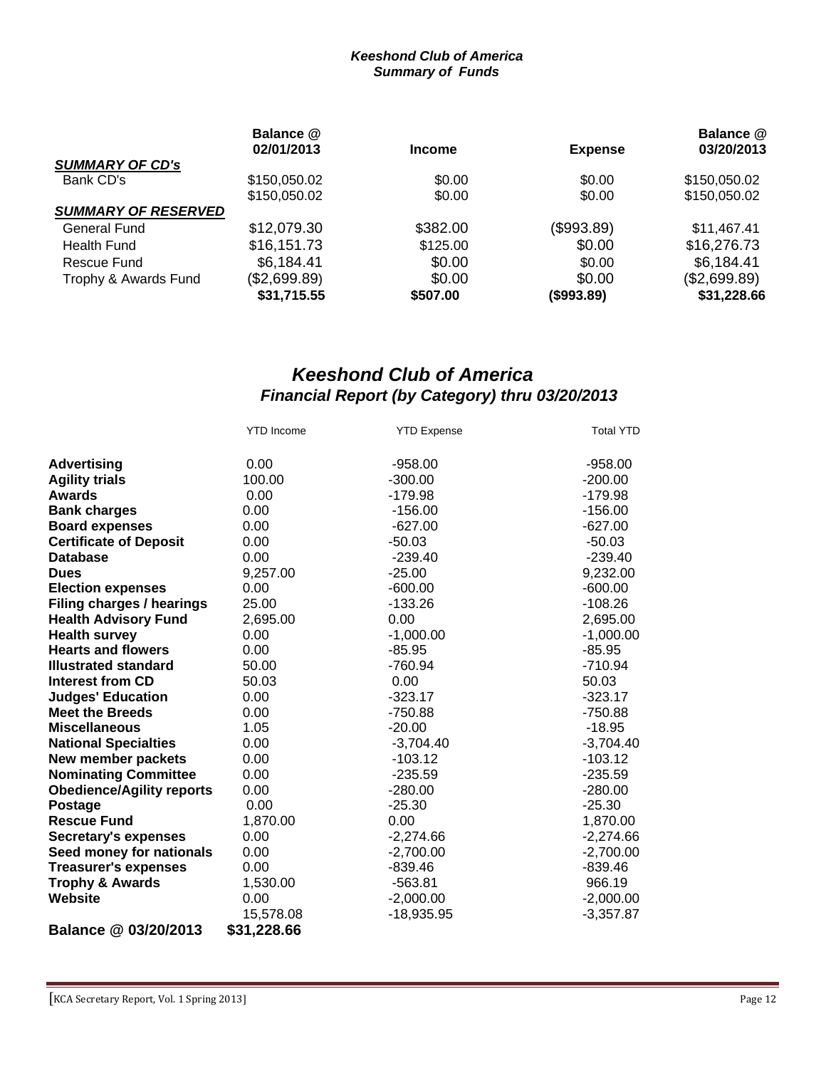## *Keeshond Club of America*
## *Summary of Funds*

| | Balance @ 02/01/2013 | Income | Expense | Balance @ 03/20/2013 |
|---|---|---|---|---|
| ***SUMMARY OF CD's*** | | | | |
| Bank CD's | $150,050.02 | $0.00 | $0.00 | $150,050.02 |
| | $150,050.02 | $0.00 | $0.00 | $150,050.02 |
| ***SUMMARY OF RESERVED*** | | | | |
| General Fund | $12,079.30 | $382.00 | ($993.89) | $11,467.41 |
| Health Fund | $16,151.73 | $125.00 | $0.00 | $16,276.73 |
| Rescue Fund | $6,184.41 | $0.00 | $0.00 | $6,184.41 |
| Trophy & Awards Fund | ($2,699.89) | $0.00 | $0.00 | ($2,699.89) |
| | **$31,715.55** | **$507.00** | **($993.89)** | **$31,228.66** |

## *Keeshond Club of America*
## *Financial Report (by Category) thru 03/20/2013*

| | YTD Income | YTD Expense | Total YTD |
|---|---|---|---|
| **Advertising** | 0.00 | -958.00 | -958.00 |
| **Agility trials** | 100.00 | -300.00 | -200.00 |
| **Awards** | 0.00 | -179.98 | -179.98 |
| **Bank charges** | 0.00 | -156.00 | -156.00 |
| **Board expenses** | 0.00 | -627.00 | -627.00 |
| **Certificate of Deposit** | 0.00 | -50.03 | -50.03 |
| **Database** | 0.00 | -239.40 | -239.40 |
| **Dues** | 9,257.00 | -25.00 | 9,232.00 |
| **Election expenses** | 0.00 | -600.00 | -600.00 |
| **Filing charges / hearings** | 25.00 | -133.26 | -108.26 |
| **Health Advisory Fund** | 2,695.00 | 0.00 | 2,695.00 |
| **Health survey** | 0.00 | -1,000.00 | -1,000.00 |
| **Hearts and flowers** | 0.00 | -85.95 | -85.95 |
| **Illustrated standard** | 50.00 | -760.94 | -710.94 |
| **Interest from CD** | 50.03 | 0.00 | 50.03 |
| **Judges' Education** | 0.00 | -323.17 | -323.17 |
| **Meet the Breeds** | 0.00 | -750.88 | -750.88 |
| **Miscellaneous** | 1.05 | -20.00 | -18.95 |
| **National Specialties** | 0.00 | -3,704.40 | -3,704.40 |
| **New member packets** | 0.00 | -103.12 | -103.12 |
| **Nominating Committee** | 0.00 | -235.59 | -235.59 |
| **Obedience/Agility reports** | 0.00 | -280.00 | -280.00 |
| **Postage** | 0.00 | -25.30 | -25.30 |
| **Rescue Fund** | 1,870.00 | 0.00 | 1,870.00 |
| **Secretary's expenses** | 0.00 | -2,274.66 | -2,274.66 |
| **Seed money for nationals** | 0.00 | -2,700.00 | -2,700.00 |
| **Treasurer's expenses** | 0.00 | -839.46 | -839.46 |
| **Trophy & Awards** | 1,530.00 | -563.81 | 966.19 |
| **Website** | 0.00 | -2,000.00 | -2,000.00 |
| | 15,578.08 | -18,935.95 | -3,357.87 |
| **Balance @ 03/20/2013** | **$31,228.66** | | |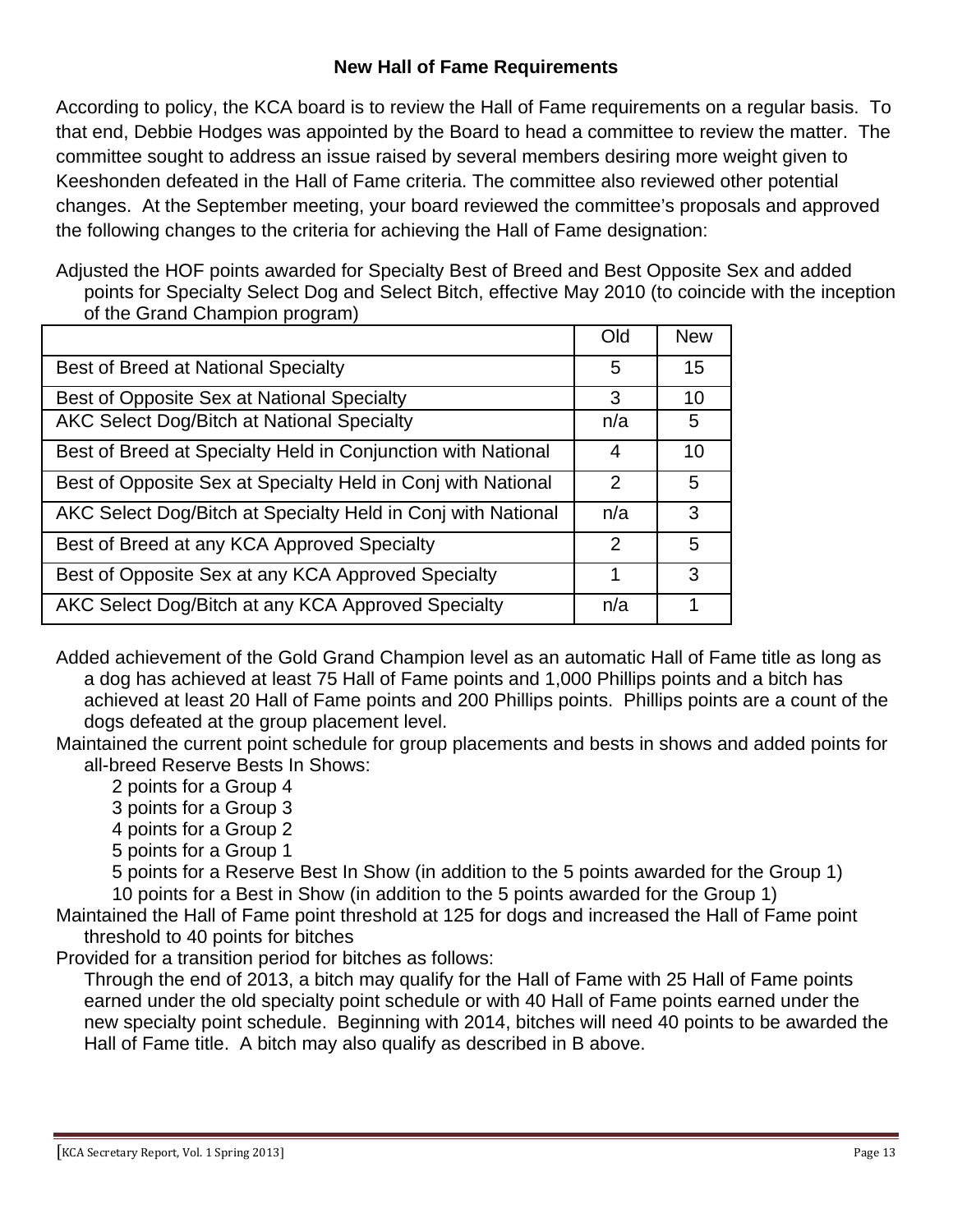## New Hall of Fame Requirements

According to policy, the KCA board is to review the Hall of Fame requirements on a regular basis. To that end, Debbie Hodges was appointed by the Board to head a committee to review the matter. The committee sought to address an issue raised by several members desiring more weight given to Keeshonden defeated in the Hall of Fame criteria. The committee also reviewed other potential changes. At the September meeting, your board reviewed the committee's proposals and approved the following changes to the criteria for achieving the Hall of Fame designation:

Adjusted the HOF points awarded for Specialty Best of Breed and Best Opposite Sex and added points for Specialty Select Dog and Select Bitch, effective May 2010 (to coincide with the inception of the Grand Champion program)

| | Old | New |
|---|---|---|
| Best of Breed at National Specialty | 5 | 15 |
| Best of Opposite Sex at National Specialty | 3 | 10 |
| AKC Select Dog/Bitch at National Specialty | n/a | 5 |
| Best of Breed at Specialty Held in Conjunction with National | 4 | 10 |
| Best of Opposite Sex at Specialty Held in Conj with National | 2 | 5 |
| AKC Select Dog/Bitch at Specialty Held in Conj with National | n/a | 3 |
| Best of Breed at any KCA Approved Specialty | 2 | 5 |
| Best of Opposite Sex at any KCA Approved Specialty | 1 | 3 |
| AKC Select Dog/Bitch at any KCA Approved Specialty | n/a | 1 |

Added achievement of the Gold Grand Champion level as an automatic Hall of Fame title as long as a dog has achieved at least 75 Hall of Fame points and 1,000 Phillips points and a bitch has achieved at least 20 Hall of Fame points and 200 Phillips points. Phillips points are a count of the dogs defeated at the group placement level.

Maintained the current point schedule for group placements and bests in shows and added points for all-breed Reserve Bests In Shows:

- 2 points for a Group 4
- 3 points for a Group 3
- 4 points for a Group 2
- 5 points for a Group 1
- 5 points for a Reserve Best In Show (in addition to the 5 points awarded for the Group 1)
- 10 points for a Best in Show (in addition to the 5 points awarded for the Group 1)

Maintained the Hall of Fame point threshold at 125 for dogs and increased the Hall of Fame point threshold to 40 points for bitches

Provided for a transition period for bitches as follows:

Through the end of 2013, a bitch may qualify for the Hall of Fame with 25 Hall of Fame points earned under the old specialty point schedule or with 40 Hall of Fame points earned under the new specialty point schedule. Beginning with 2014, bitches will need 40 points to be awarded the Hall of Fame title. A bitch may also qualify as described in B above.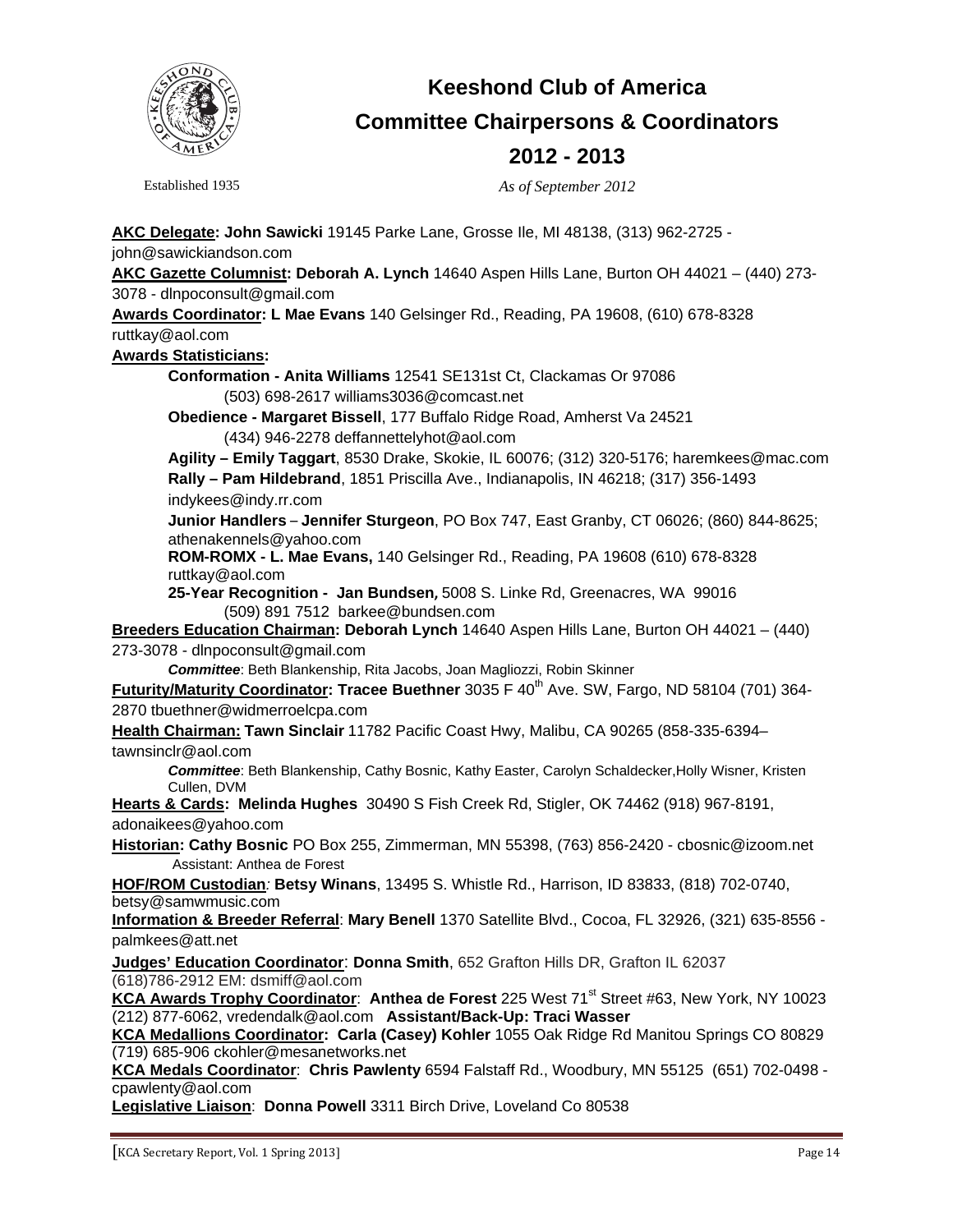# Keeshond Club of America

## Committee Chairpersons & Coordinators

## 2012 - 2013

Established 1935

*As of September 2012*

**AKC Delegate: John Sawicki** 19145 Parke Lane, Grosse Ile, MI 48138, (313) 962-2725 - john@sawickiandson.com

**AKC Gazette Columnist: Deborah A. Lynch** 14640 Aspen Hills Lane, Burton OH 44021 – (440) 273-3078 - dlnpoconsult@gmail.com

**Awards Coordinator: L Mae Evans** 140 Gelsinger Rd., Reading, PA 19608, (610) 678-8328 ruttkay@aol.com

**Awards Statisticians:**

**Conformation - Anita Williams** 12541 SE131st Ct, Clackamas Or 97086 (503) 698-2617 williams3036@comcast.net

**Obedience - Margaret Bissell**, 177 Buffalo Ridge Road, Amherst Va 24521 (434) 946-2278 deffannettelyhot@aol.com

**Agility – Emily Taggart**, 8530 Drake, Skokie, IL 60076; (312) 320-5176; haremkees@mac.com

**Rally – Pam Hildebrand**, 1851 Priscilla Ave., Indianapolis, IN 46218; (317) 356-1493 indykees@indy.rr.com

**Junior Handlers** – **Jennifer Sturgeon**, PO Box 747, East Granby, CT 06026; (860) 844-8625; athenakennels@yahoo.com

**ROM-ROMX - L. Mae Evans,** 140 Gelsinger Rd., Reading, PA 19608 (610) 678-8328 ruttkay@aol.com

**25-Year Recognition - Jan Bundsen***,* 5008 S. Linke Rd, Greenacres, WA 99016 (509) 891 7512 barkee@bundsen.com

**Breeders Education Chairman: Deborah Lynch** 14640 Aspen Hills Lane, Burton OH 44021 – (440) 273-3078 - dlnpoconsult@gmail.com

***Committee***: Beth Blankenship, Rita Jacobs, Joan Magliozzi, Robin Skinner

**Futurity/Maturity Coordinator: Tracee Buethner** 3035 F 40th Ave. SW, Fargo, ND 58104 (701) 364-2870 tbuethner@widmerroelcpa.com

**Health Chairman: Tawn Sinclair** 11782 Pacific Coast Hwy, Malibu, CA 90265 (858-335-6394– tawnsinclr@aol.com

***Committee***: Beth Blankenship, Cathy Bosnic, Kathy Easter, Carolyn Schaldecker,Holly Wisner, Kristen Cullen, DVM

**Hearts & Cards: Melinda Hughes** 30490 S Fish Creek Rd, Stigler, OK 74462 (918) 967-8191, adonaikees@yahoo.com

**Historian: Cathy Bosnic** PO Box 255, Zimmerman, MN 55398, (763) 856-2420 - cbosnic@izoom.net

Assistant: Anthea de Forest

**HOF/ROM Custodian***:* **Betsy Winans**, 13495 S. Whistle Rd., Harrison, ID 83833, (818) 702-0740, betsy@samwmusic.com

**Information & Breeder Referral**: **Mary Benell** 1370 Satellite Blvd., Cocoa, FL 32926, (321) 635-8556 - palmkees@att.net

**Judges' Education Coordinator**: **Donna Smith**, 652 Grafton Hills DR, Grafton IL 62037 (618)786-2912 EM: dsmiff@aol.com

**KCA Awards Trophy Coordinator**: **Anthea de Forest** 225 West 71st Street #63, New York, NY 10023 (212) 877-6062, vredendalk@aol.com **Assistant/Back-Up: Traci Wasser**

**KCA Medallions Coordinator: Carla (Casey) Kohler** 1055 Oak Ridge Rd Manitou Springs CO 80829 (719) 685-906 ckohler@mesanetworks.net

**KCA Medals Coordinator**: **Chris Pawlenty** 6594 Falstaff Rd., Woodbury, MN 55125 (651) 702-0498 - cpawlenty@aol.com

**Legislative Liaison**: **Donna Powell** 3311 Birch Drive, Loveland Co 80538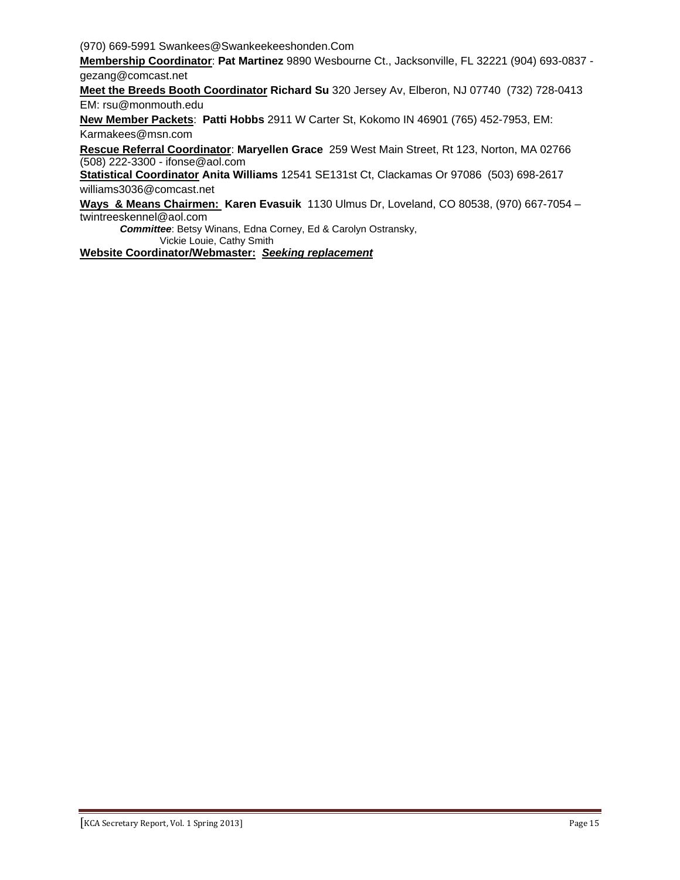(970) 669-5991 Swankees@Swankeekeeshonden.Com

**Membership Coordinator**: **Pat Martinez** 9890 Wesbourne Ct., Jacksonville, FL 32221 (904) 693-0837 - gezang@comcast.net

**Meet the Breeds Booth Coordinator** **Richard Su** 320 Jersey Av, Elberon, NJ 07740 (732) 728-0413 EM: rsu@monmouth.edu

**New Member Packets**: **Patti Hobbs** 2911 W Carter St, Kokomo IN 46901 (765) 452-7953, EM: Karmakees@msn.com

**Rescue Referral Coordinator**: **Maryellen Grace** 259 West Main Street, Rt 123, Norton, MA 02766 (508) 222-3300 - ifonse@aol.com

**Statistical Coordinator** **Anita Williams** 12541 SE131st Ct, Clackamas Or 97086 (503) 698-2617 williams3036@comcast.net

**Ways & Means Chairmen:** **Karen Evasuik** 1130 Ulmus Dr, Loveland, CO 80538, (970) 667-7054 – twintreeskennel@aol.com

***Committee***: Betsy Winans, Edna Corney, Ed & Carolyn Ostransky, Vickie Louie, Cathy Smith

**Website Coordinator/Webmaster:** ***Seeking replacement***